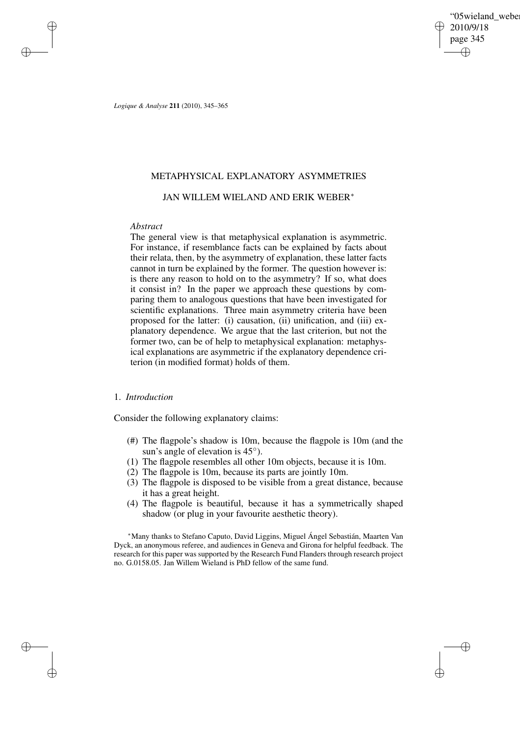# METAPHYSICAL EXPLANATORY ASYMMETRIES

## JAN WILLEM WIELAND AND ERIK WEBER*

*Abstract*

The general view is that metaphysical explanation is asymmetric. For instance, if resemblance facts can be explained by facts about their relata, then, by the asymmetry of explanation, these latter facts cannot in turn be explained by the former. The question however is: is there any reason to hold on to the asymmetry? If so, what does it consist in? In the paper we approach these questions by comparing them to analogous questions that have been investigated for scientific explanations. Three main asymmetry criteria have been proposed for the latter: (i) causation, (ii) unification, and (iii) explanatory dependence. We argue that the last criterion, but not the former two, can be of help to metaphysical explanation: metaphysical explanations are asymmetric if the explanatory dependence criterion (in modified format) holds of them.

### 1. *Introduction*

Consider the following explanatory claims:

- (#) The flagpole's shadow is 10m, because the flagpole is 10m (and the sun's angle of elevation is 45°).
- (1) The flagpole resembles all other 10m objects, because it is 10m.
- (2) The flagpole is 10m, because its parts are jointly 10m.
- (3) The flagpole is disposed to be visible from a great distance, because it has a great height.
- (4) The flagpole is beautiful, because it has a symmetrically shaped shadow (or plug in your favourite aesthetic theory).

*Many thanks to Stefano Caputo, David Liggins, Miguel Ángel Sebastián, Maarten Van Dyck, an anonymous referee, and audiences in Geneva and Girona for helpful feedback. The research for this paper was supported by the Research Fund Flanders through research project no. G.0158.05. Jan Willem Wieland is PhD fellow of the same fund.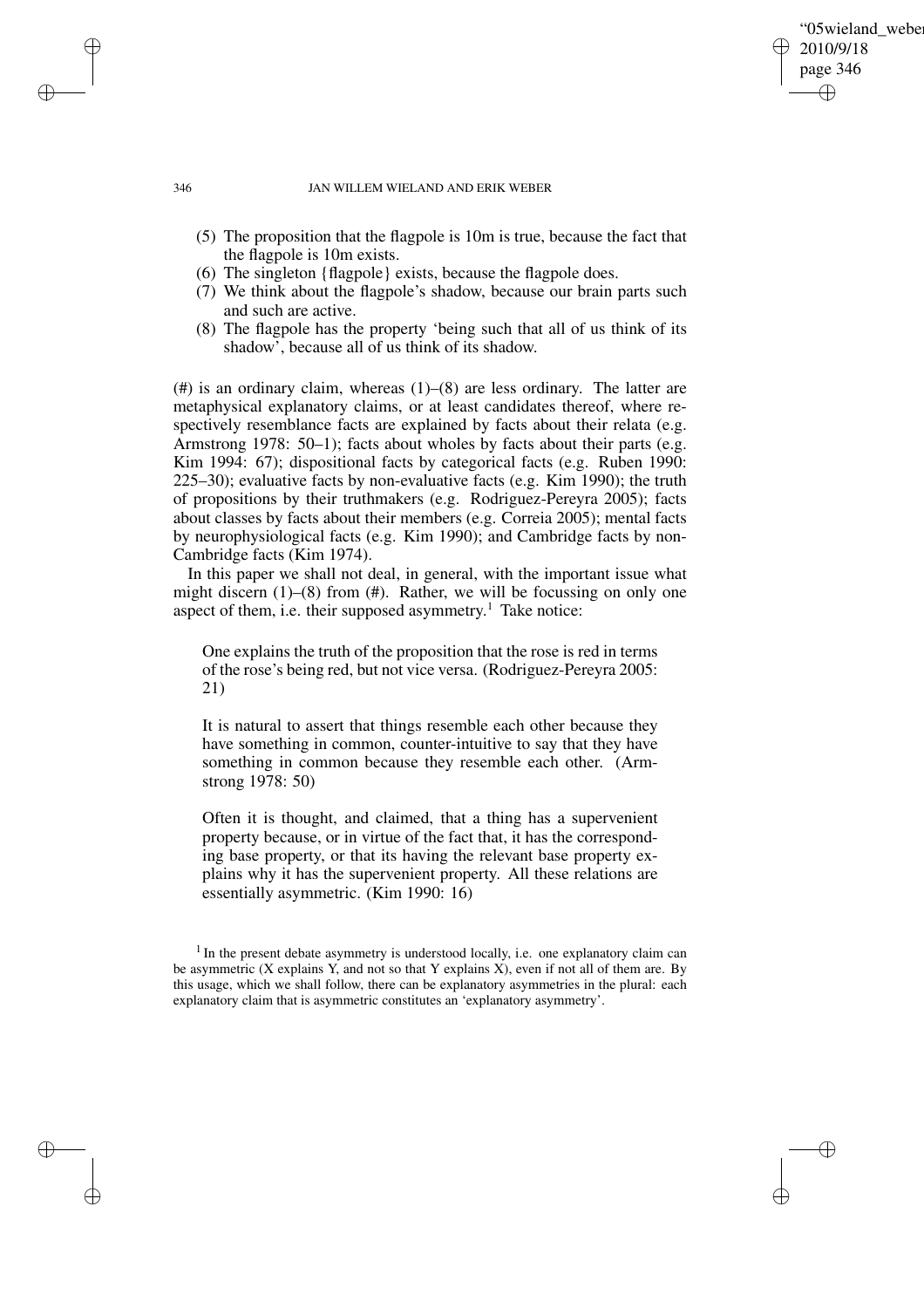(5) The proposition that the flagpole is 10m is true, because the fact that the flagpole is 10m exists.
(6) The singleton {flagpole} exists, because the flagpole does.
(7) We think about the flagpole's shadow, because our brain parts such and such are active.
(8) The flagpole has the property 'being such that all of us think of its shadow', because all of us think of its shadow.

(#) is an ordinary claim, whereas (1)–(8) are less ordinary. The latter are metaphysical explanatory claims, or at least candidates thereof, where respectively resemblance facts are explained by facts about their relata (e.g. Armstrong 1978: 50–1); facts about wholes by facts about their parts (e.g. Kim 1994: 67); dispositional facts by categorical facts (e.g. Ruben 1990: 225–30); evaluative facts by non-evaluative facts (e.g. Kim 1990); the truth of propositions by their truthmakers (e.g. Rodriguez-Pereyra 2005); facts about classes by facts about their members (e.g. Correia 2005); mental facts by neurophysiological facts (e.g. Kim 1990); and Cambridge facts by non-Cambridge facts (Kim 1974).

In this paper we shall not deal, in general, with the important issue what might discern (1)–(8) from (#). Rather, we will be focussing on only one aspect of them, i.e. their supposed asymmetry.[1] Take notice:

> One explains the truth of the proposition that the rose is red in terms of the rose's being red, but not vice versa. (Rodriguez-Pereyra 2005: 21)

> It is natural to assert that things resemble each other because they have something in common, counter-intuitive to say that they have something in common because they resemble each other. (Armstrong 1978: 50)

> Often it is thought, and claimed, that a thing has a supervenient property because, or in virtue of the fact that, it has the corresponding base property, or that its having the relevant base property explains why it has the supervenient property. All these relations are essentially asymmetric. (Kim 1990: 16)

[1] In the present debate asymmetry is understood locally, i.e. one explanatory claim can be asymmetric (X explains Y, and not so that Y explains X), even if not all of them are. By this usage, which we shall follow, there can be explanatory asymmetries in the plural: each explanatory claim that is asymmetric constitutes an 'explanatory asymmetry'.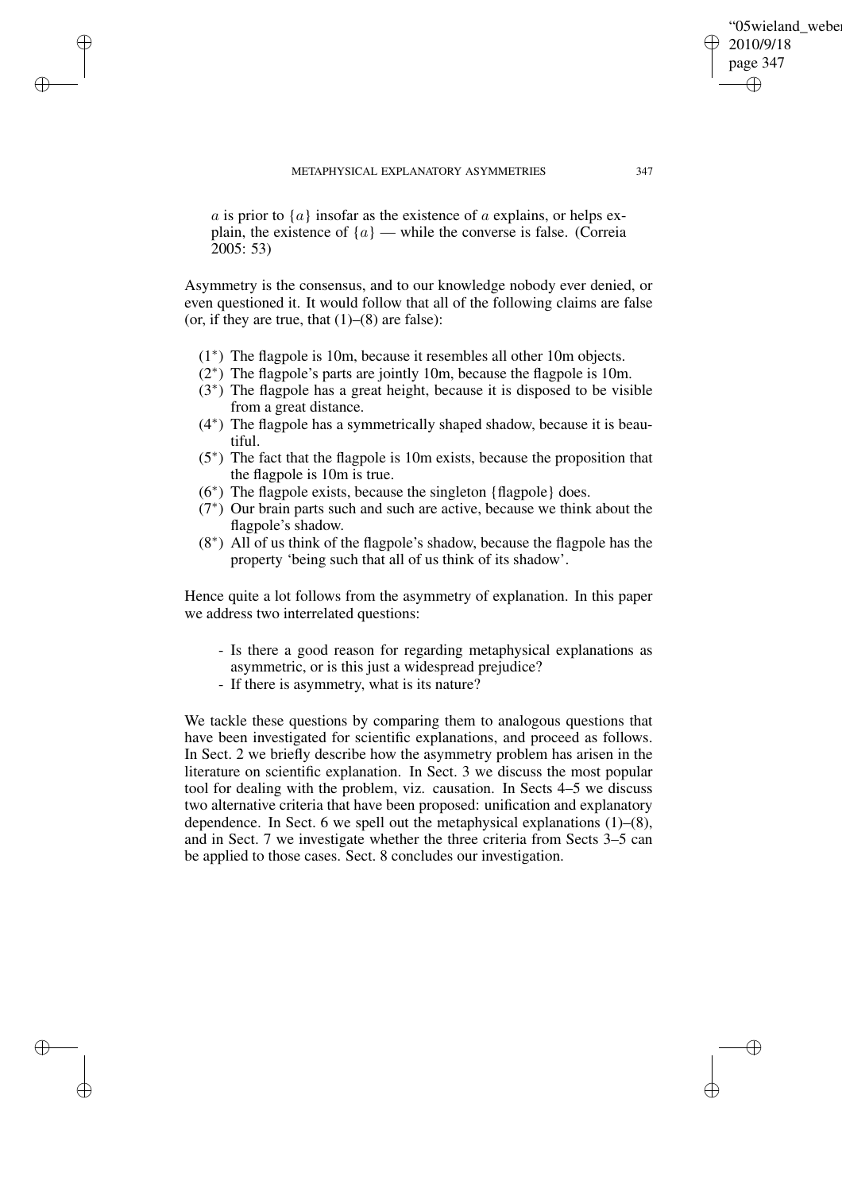> $a$ is prior to $\{a\}$ insofar as the existence of $a$ explains, or helps explain, the existence of $\{a\}$ — while the converse is false. (Correia 2005: 53)

Asymmetry is the consensus, and to our knowledge nobody ever denied, or even questioned it. It would follow that all of the following claims are false (or, if they are true, that (1)–(8) are false):

- (1*) The flagpole is 10m, because it resembles all other 10m objects.
- (2*) The flagpole's parts are jointly 10m, because the flagpole is 10m.
- (3*) The flagpole has a great height, because it is disposed to be visible from a great distance.
- (4*) The flagpole has a symmetrically shaped shadow, because it is beautiful.
- (5*) The fact that the flagpole is 10m exists, because the proposition that the flagpole is 10m is true.
- (6*) The flagpole exists, because the singleton {flagpole} does.
- (7*) Our brain parts such and such are active, because we think about the flagpole's shadow.
- (8*) All of us think of the flagpole's shadow, because the flagpole has the property 'being such that all of us think of its shadow'.

Hence quite a lot follows from the asymmetry of explanation. In this paper we address two interrelated questions:

- Is there a good reason for regarding metaphysical explanations as asymmetric, or is this just a widespread prejudice?
- If there is asymmetry, what is its nature?

We tackle these questions by comparing them to analogous questions that have been investigated for scientific explanations, and proceed as follows. In Sect. 2 we briefly describe how the asymmetry problem has arisen in the literature on scientific explanation. In Sect. 3 we discuss the most popular tool for dealing with the problem, viz. causation. In Sects 4–5 we discuss two alternative criteria that have been proposed: unification and explanatory dependence. In Sect. 6 we spell out the metaphysical explanations (1)–(8), and in Sect. 7 we investigate whether the three criteria from Sects 3–5 can be applied to those cases. Sect. 8 concludes our investigation.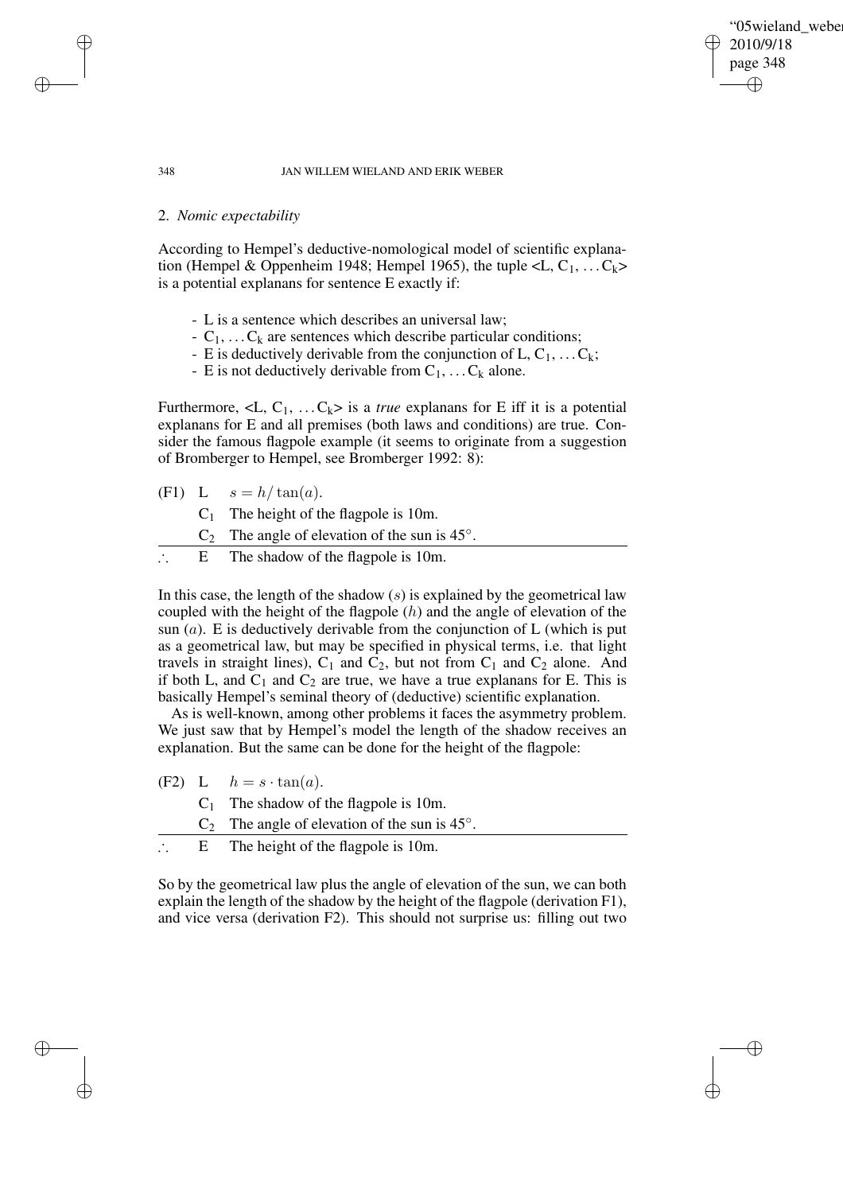## 2. *Nomic expectability*

According to Hempel's deductive-nomological model of scientific explanation (Hempel & Oppenheim 1948; Hempel 1965), the tuple $\langle L, C_1, \ldots C_k \rangle$ is a potential explanans for sentence E exactly if:

- L is a sentence which describes an universal law;
- $C_1, \ldots C_k$ are sentences which describe particular conditions;
- E is deductively derivable from the conjunction of L, $C_1, \ldots C_k$;
- E is not deductively derivable from $C_1, \ldots C_k$ alone.

Furthermore, $\langle L, C_1, \ldots C_k \rangle$ is a *true* explanans for E iff it is a potential explanans for E and all premises (both laws and conditions) are true. Consider the famous flagpole example (it seems to originate from a suggestion of Bromberger to Hempel, see Bromberger 1992: 8):

| | | |
|---|---|---|
| (F1) | L | $s = h/\tan(a)$. |
| | $C_1$ | The height of the flagpole is 10m. |
| | $C_2$ | The angle of elevation of the sun is 45°. |
| ∴ | E | The shadow of the flagpole is 10m. |

In this case, the length of the shadow ($s$) is explained by the geometrical law coupled with the height of the flagpole ($h$) and the angle of elevation of the sun ($a$). E is deductively derivable from the conjunction of L (which is put as a geometrical law, but may be specified in physical terms, i.e. that light travels in straight lines), $C_1$ and $C_2$, but not from $C_1$ and $C_2$ alone. And if both L, and $C_1$ and $C_2$ are true, we have a true explanans for E. This is basically Hempel's seminal theory of (deductive) scientific explanation.

As is well-known, among other problems it faces the asymmetry problem. We just saw that by Hempel's model the length of the shadow receives an explanation. But the same can be done for the height of the flagpole:

| | | |
|---|---|---|
| (F2) | L | $h = s \cdot \tan(a)$. |
| | $C_1$ | The shadow of the flagpole is 10m. |
| | $C_2$ | The angle of elevation of the sun is 45°. |
| ∴ | E | The height of the flagpole is 10m. |

So by the geometrical law plus the angle of elevation of the sun, we can both explain the length of the shadow by the height of the flagpole (derivation F1), and vice versa (derivation F2). This should not surprise us: filling out two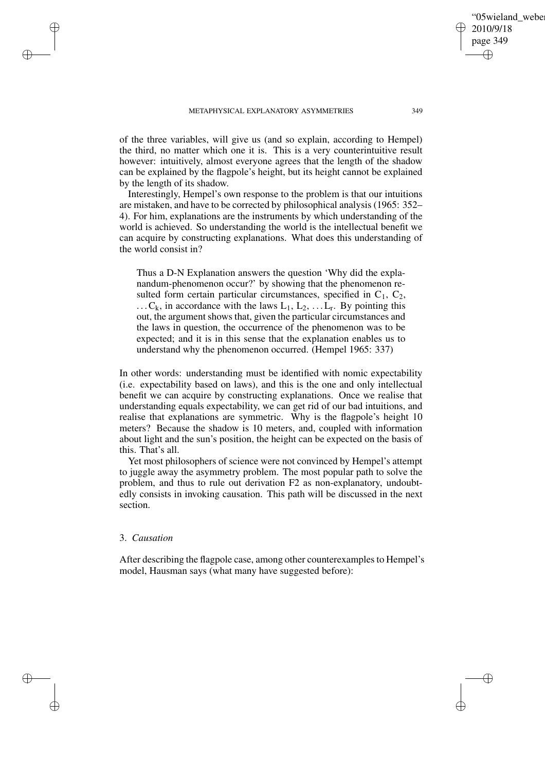of the three variables, will give us (and so explain, according to Hempel) the third, no matter which one it is. This is a very counterintuitive result however: intuitively, almost everyone agrees that the length of the shadow can be explained by the flagpole's height, but its height cannot be explained by the length of its shadow.

Interestingly, Hempel's own response to the problem is that our intuitions are mistaken, and have to be corrected by philosophical analysis (1965: 352–4). For him, explanations are the instruments by which understanding of the world is achieved. So understanding the world is the intellectual benefit we can acquire by constructing explanations. What does this understanding of the world consist in?

> Thus a D-N Explanation answers the question 'Why did the explanandum-phenomenon occur?' by showing that the phenomenon resulted form certain particular circumstances, specified in $C_1$, $C_2$, $\ldots C_k$, in accordance with the laws $L_1$, $L_2$, $\ldots L_r$. By pointing this out, the argument shows that, given the particular circumstances and the laws in question, the occurrence of the phenomenon was to be expected; and it is in this sense that the explanation enables us to understand why the phenomenon occurred. (Hempel 1965: 337)

In other words: understanding must be identified with nomic expectability (i.e. expectability based on laws), and this is the one and only intellectual benefit we can acquire by constructing explanations. Once we realise that understanding equals expectability, we can get rid of our bad intuitions, and realise that explanations are symmetric. Why is the flagpole's height 10 meters? Because the shadow is 10 meters, and, coupled with information about light and the sun's position, the height can be expected on the basis of this. That's all.

Yet most philosophers of science were not convinced by Hempel's attempt to juggle away the asymmetry problem. The most popular path to solve the problem, and thus to rule out derivation F2 as non-explanatory, undoubtedly consists in invoking causation. This path will be discussed in the next section.

## 3. *Causation*

After describing the flagpole case, among other counterexamples to Hempel's model, Hausman says (what many have suggested before):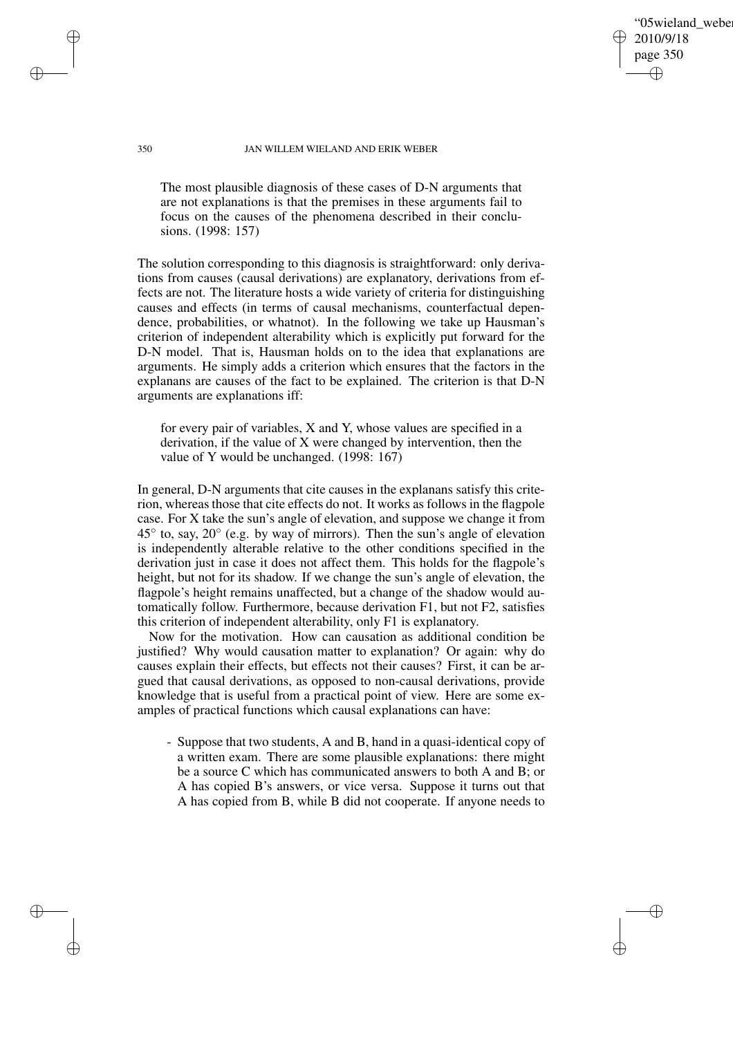> The most plausible diagnosis of these cases of D-N arguments that are not explanations is that the premises in these arguments fail to focus on the causes of the phenomena described in their conclusions. (1998: 157)

The solution corresponding to this diagnosis is straightforward: only derivations from causes (causal derivations) are explanatory, derivations from effects are not. The literature hosts a wide variety of criteria for distinguishing causes and effects (in terms of causal mechanisms, counterfactual dependence, probabilities, or whatnot). In the following we take up Hausman's criterion of independent alterability which is explicitly put forward for the D-N model. That is, Hausman holds on to the idea that explanations are arguments. He simply adds a criterion which ensures that the factors in the explanans are causes of the fact to be explained. The criterion is that D-N arguments are explanations iff:

> for every pair of variables, X and Y, whose values are specified in a derivation, if the value of X were changed by intervention, then the value of Y would be unchanged. (1998: 167)

In general, D-N arguments that cite causes in the explanans satisfy this criterion, whereas those that cite effects do not. It works as follows in the flagpole case. For X take the sun's angle of elevation, and suppose we change it from 45° to, say, 20° (e.g. by way of mirrors). Then the sun's angle of elevation is independently alterable relative to the other conditions specified in the derivation just in case it does not affect them. This holds for the flagpole's height, but not for its shadow. If we change the sun's angle of elevation, the flagpole's height remains unaffected, but a change of the shadow would automatically follow. Furthermore, because derivation F1, but not F2, satisfies this criterion of independent alterability, only F1 is explanatory.

Now for the motivation. How can causation as additional condition be justified? Why would causation matter to explanation? Or again: why do causes explain their effects, but effects not their causes? First, it can be argued that causal derivations, as opposed to non-causal derivations, provide knowledge that is useful from a practical point of view. Here are some examples of practical functions which causal explanations can have:

- Suppose that two students, A and B, hand in a quasi-identical copy of a written exam. There are some plausible explanations: there might be a source C which has communicated answers to both A and B; or A has copied B's answers, or vice versa. Suppose it turns out that A has copied from B, while B did not cooperate. If anyone needs to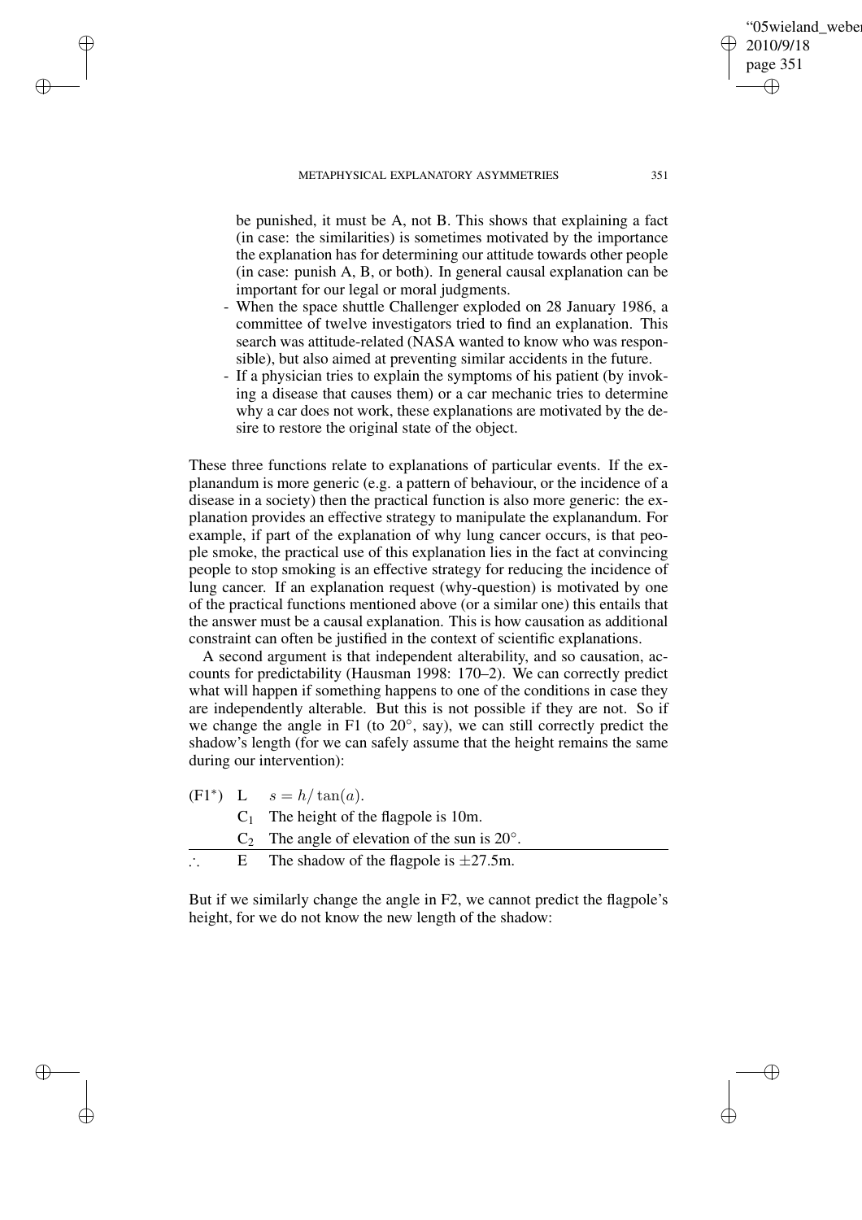be punished, it must be A, not B. This shows that explaining a fact (in case: the similarities) is sometimes motivated by the importance the explanation has for determining our attitude towards other people (in case: punish A, B, or both). In general causal explanation can be important for our legal or moral judgments.

- When the space shuttle Challenger exploded on 28 January 1986, a committee of twelve investigators tried to find an explanation. This search was attitude-related (NASA wanted to know who was responsible), but also aimed at preventing similar accidents in the future.
- If a physician tries to explain the symptoms of his patient (by invoking a disease that causes them) or a car mechanic tries to determine why a car does not work, these explanations are motivated by the desire to restore the original state of the object.

These three functions relate to explanations of particular events. If the explanandum is more generic (e.g. a pattern of behaviour, or the incidence of a disease in a society) then the practical function is also more generic: the explanation provides an effective strategy to manipulate the explanandum. For example, if part of the explanation of why lung cancer occurs, is that people smoke, the practical use of this explanation lies in the fact at convincing people to stop smoking is an effective strategy for reducing the incidence of lung cancer. If an explanation request (why-question) is motivated by one of the practical functions mentioned above (or a similar one) this entails that the answer must be a causal explanation. This is how causation as additional constraint can often be justified in the context of scientific explanations.

A second argument is that independent alterability, and so causation, accounts for predictability (Hausman 1998: 170–2). We can correctly predict what will happen if something happens to one of the conditions in case they are independently alterable. But this is not possible if they are not. So if we change the angle in F1 (to 20°, say), we can still correctly predict the shadow's length (for we can safely assume that the height remains the same during our intervention):

(F1*) L $s = h/\tan(a)$.
$C_1$ The height of the flagpole is 10m.
$C_2$ The angle of elevation of the sun is 20°.

---

$\therefore$ E The shadow of the flagpole is ±27.5m.

But if we similarly change the angle in F2, we cannot predict the flagpole's height, for we do not know the new length of the shadow: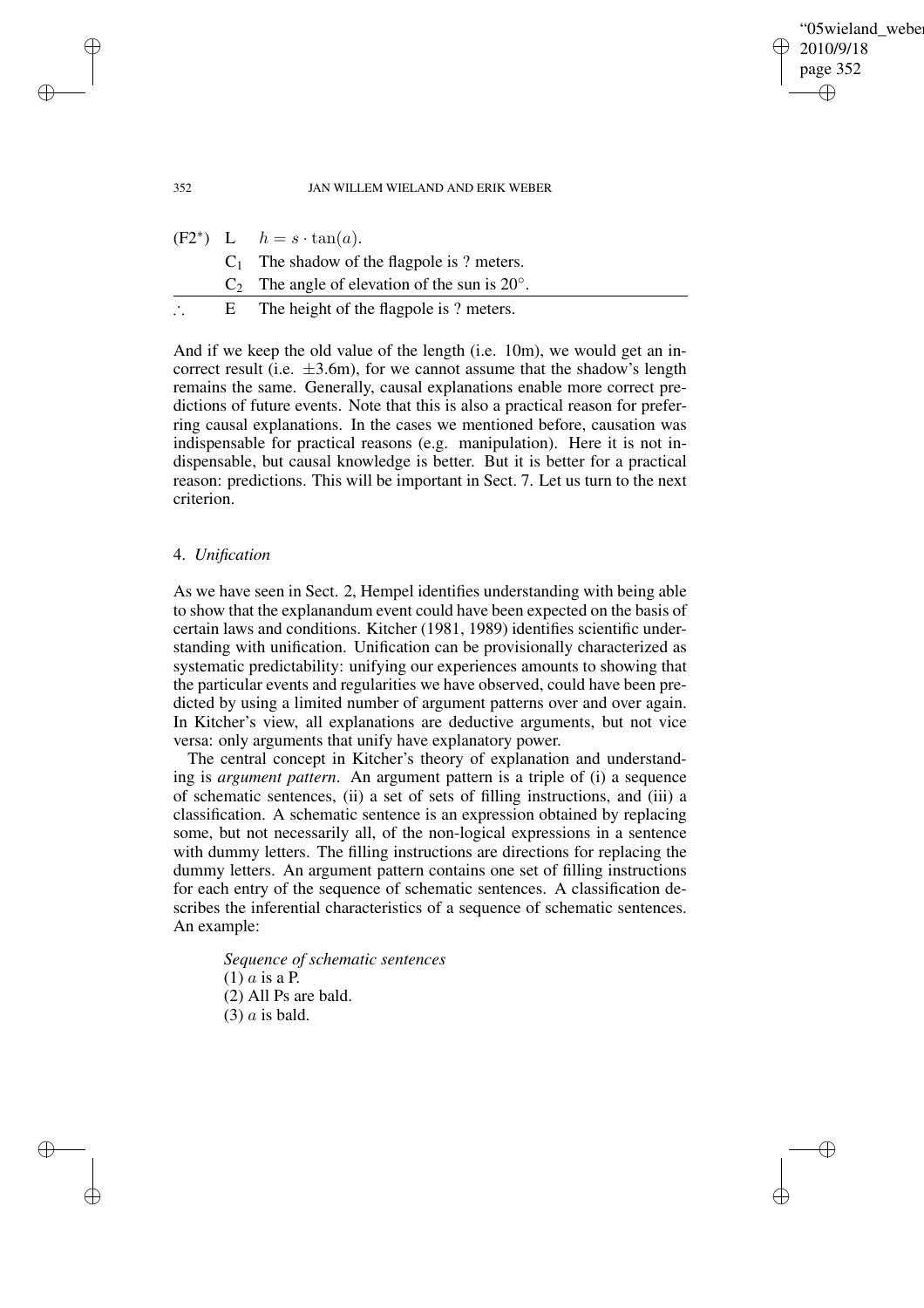| (F2*) | | |
|---|---|---|
| | L | $h = s \cdot \tan(a)$. |
| | $C_1$ | The shadow of the flagpole is ? meters. |
| | $C_2$ | The angle of elevation of the sun is 20°. |
| ∴ | E | The height of the flagpole is ? meters. |

And if we keep the old value of the length (i.e. 10m), we would get an incorrect result (i.e. $\pm 3.6$m), for we cannot assume that the shadow's length remains the same. Generally, causal explanations enable more correct predictions of future events. Note that this is also a practical reason for preferring causal explanations. In the cases we mentioned before, causation was indispensable for practical reasons (e.g. manipulation). Here it is not indispensable, but causal knowledge is better. But it is better for a practical reason: predictions. This will be important in Sect. 7. Let us turn to the next criterion.

## 4. *Unification*

As we have seen in Sect. 2, Hempel identifies understanding with being able to show that the explanandum event could have been expected on the basis of certain laws and conditions. Kitcher (1981, 1989) identifies scientific understanding with unification. Unification can be provisionally characterized as systematic predictability: unifying our experiences amounts to showing that the particular events and regularities we have observed, could have been predicted by using a limited number of argument patterns over and over again. In Kitcher's view, all explanations are deductive arguments, but not vice versa: only arguments that unify have explanatory power.

The central concept in Kitcher's theory of explanation and understanding is *argument pattern*. An argument pattern is a triple of (i) a sequence of schematic sentences, (ii) a set of sets of filling instructions, and (iii) a classification. A schematic sentence is an expression obtained by replacing some, but not necessarily all, of the non-logical expressions in a sentence with dummy letters. The filling instructions are directions for replacing the dummy letters. An argument pattern contains one set of filling instructions for each entry of the sequence of schematic sentences. A classification describes the inferential characteristics of a sequence of schematic sentences. An example:

*Sequence of schematic sentences*
(1) $a$ is a P.
(2) All Ps are bald.
(3) $a$ is bald.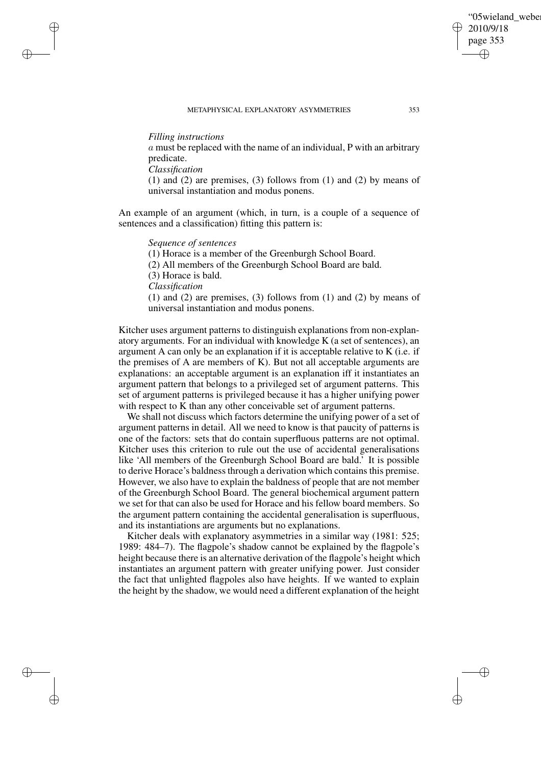*Filling instructions*
$a$ must be replaced with the name of an individual, P with an arbitrary predicate.
*Classification*
(1) and (2) are premises, (3) follows from (1) and (2) by means of universal instantiation and modus ponens.

An example of an argument (which, in turn, is a couple of a sequence of sentences and a classification) fitting this pattern is:

*Sequence of sentences*
(1) Horace is a member of the Greenburgh School Board.
(2) All members of the Greenburgh School Board are bald.
(3) Horace is bald.
*Classification*
(1) and (2) are premises, (3) follows from (1) and (2) by means of universal instantiation and modus ponens.

Kitcher uses argument patterns to distinguish explanations from non-explanatory arguments. For an individual with knowledge K (a set of sentences), an argument A can only be an explanation if it is acceptable relative to K (i.e. if the premises of A are members of K). But not all acceptable arguments are explanations: an acceptable argument is an explanation iff it instantiates an argument pattern that belongs to a privileged set of argument patterns. This set of argument patterns is privileged because it has a higher unifying power with respect to K than any other conceivable set of argument patterns.

We shall not discuss which factors determine the unifying power of a set of argument patterns in detail. All we need to know is that paucity of patterns is one of the factors: sets that do contain superfluous patterns are not optimal. Kitcher uses this criterion to rule out the use of accidental generalisations like 'All members of the Greenburgh School Board are bald.' It is possible to derive Horace's baldness through a derivation which contains this premise. However, we also have to explain the baldness of people that are not member of the Greenburgh School Board. The general biochemical argument pattern we set for that can also be used for Horace and his fellow board members. So the argument pattern containing the accidental generalisation is superfluous, and its instantiations are arguments but no explanations.

Kitcher deals with explanatory asymmetries in a similar way (1981: 525; 1989: 484–7). The flagpole's shadow cannot be explained by the flagpole's height because there is an alternative derivation of the flagpole's height which instantiates an argument pattern with greater unifying power. Just consider the fact that unlighted flagpoles also have heights. If we wanted to explain the height by the shadow, we would need a different explanation of the height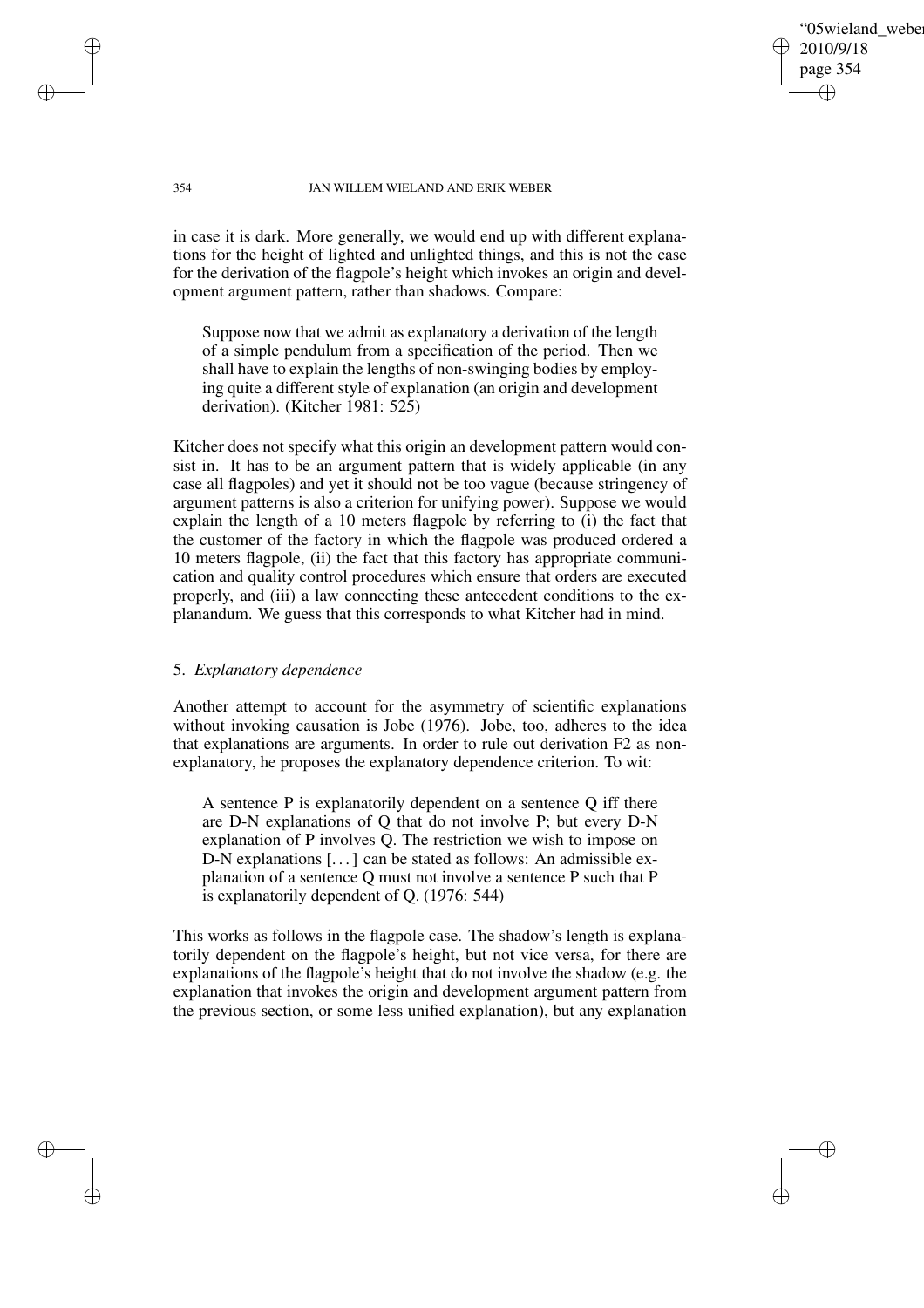in case it is dark. More generally, we would end up with different explanations for the height of lighted and unlighted things, and this is not the case for the derivation of the flagpole's height which invokes an origin and development argument pattern, rather than shadows. Compare:

> Suppose now that we admit as explanatory a derivation of the length of a simple pendulum from a specification of the period. Then we shall have to explain the lengths of non-swinging bodies by employing quite a different style of explanation (an origin and development derivation). (Kitcher 1981: 525)

Kitcher does not specify what this origin an development pattern would consist in. It has to be an argument pattern that is widely applicable (in any case all flagpoles) and yet it should not be too vague (because stringency of argument patterns is also a criterion for unifying power). Suppose we would explain the length of a 10 meters flagpole by referring to (i) the fact that the customer of the factory in which the flagpole was produced ordered a 10 meters flagpole, (ii) the fact that this factory has appropriate communication and quality control procedures which ensure that orders are executed properly, and (iii) a law connecting these antecedent conditions to the explanandum. We guess that this corresponds to what Kitcher had in mind.

## 5. *Explanatory dependence*

Another attempt to account for the asymmetry of scientific explanations without invoking causation is Jobe (1976). Jobe, too, adheres to the idea that explanations are arguments. In order to rule out derivation F2 as non-explanatory, he proposes the explanatory dependence criterion. To wit:

> A sentence P is explanatorily dependent on a sentence Q iff there are D-N explanations of Q that do not involve P; but every D-N explanation of P involves Q. The restriction we wish to impose on D-N explanations [...] can be stated as follows: An admissible explanation of a sentence Q must not involve a sentence P such that P is explanatorily dependent of Q. (1976: 544)

This works as follows in the flagpole case. The shadow's length is explanatorily dependent on the flagpole's height, but not vice versa, for there are explanations of the flagpole's height that do not involve the shadow (e.g. the explanation that invokes the origin and development argument pattern from the previous section, or some less unified explanation), but any explanation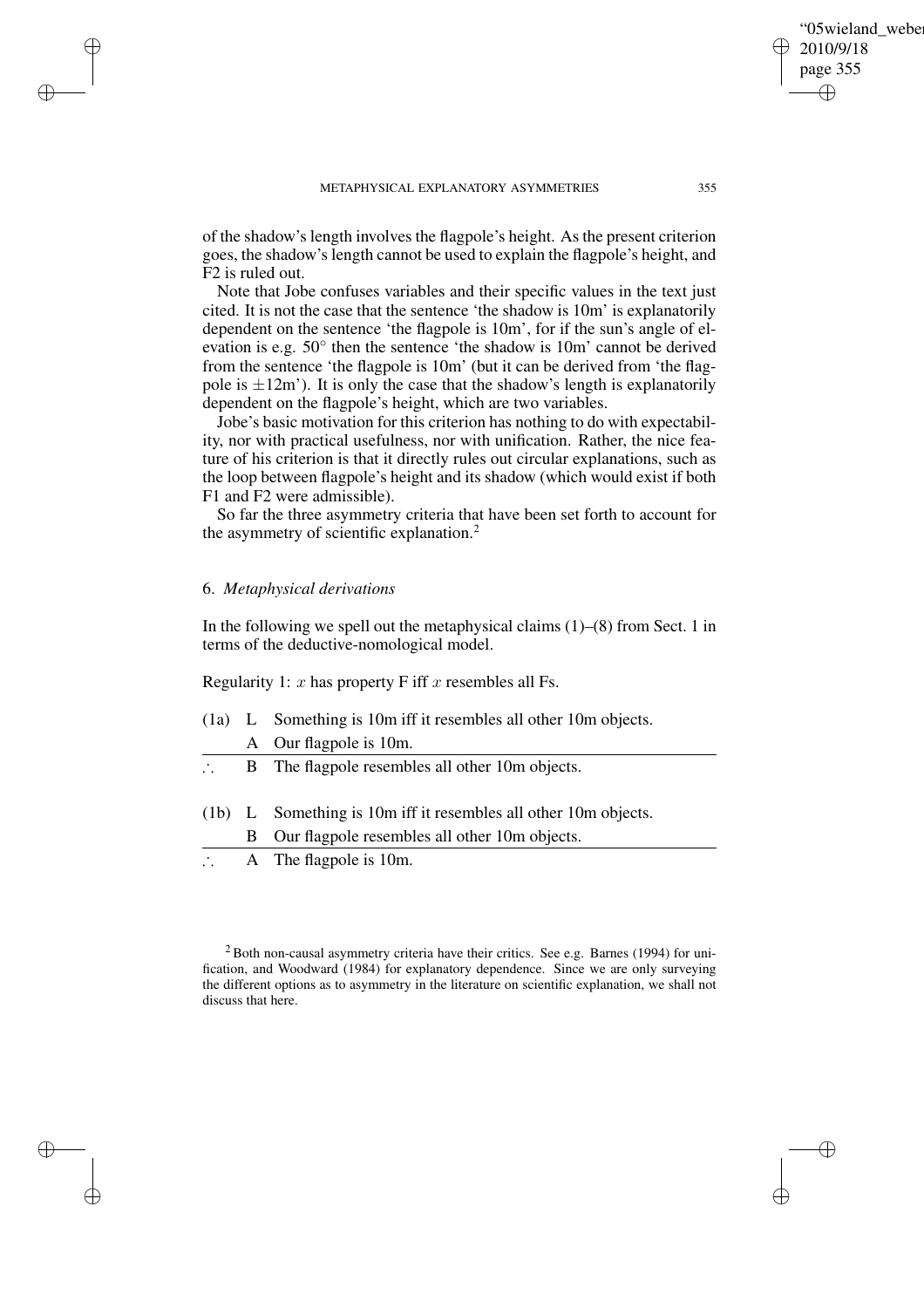of the shadow's length involves the flagpole's height. As the present criterion goes, the shadow's length cannot be used to explain the flagpole's height, and F2 is ruled out.

Note that Jobe confuses variables and their specific values in the text just cited. It is not the case that the sentence 'the shadow is 10m' is explanatorily dependent on the sentence 'the flagpole is 10m', for if the sun's angle of elevation is e.g. $50^\circ$ then the sentence 'the shadow is 10m' cannot be derived from the sentence 'the flagpole is 10m' (but it can be derived from 'the flagpole is $\pm 12$m'). It is only the case that the shadow's length is explanatorily dependent on the flagpole's height, which are two variables.

Jobe's basic motivation for this criterion has nothing to do with expectability, nor with practical usefulness, nor with unification. Rather, the nice feature of his criterion is that it directly rules out circular explanations, such as the loop between flagpole's height and its shadow (which would exist if both F1 and F2 were admissible).

So far the three asymmetry criteria that have been set forth to account for the asymmetry of scientific explanation.[2]

## 6. *Metaphysical derivations*

In the following we spell out the metaphysical claims (1)–(8) from Sect. 1 in terms of the deductive-nomological model.

Regularity 1: $x$ has property F iff $x$ resembles all Fs.

| | | |
|---|---|---|
| (1a) | L | Something is 10m iff it resembles all other 10m objects. |
| | A | Our flagpole is 10m. |
| ∴ | B | The flagpole resembles all other 10m objects. |

| | | |
|---|---|---|
| (1b) | L | Something is 10m iff it resembles all other 10m objects. |
| | B | Our flagpole resembles all other 10m objects. |
| ∴ | A | The flagpole is 10m. |

[2] Both non-causal asymmetry criteria have their critics. See e.g. Barnes (1994) for unification, and Woodward (1984) for explanatory dependence. Since we are only surveying the different options as to asymmetry in the literature on scientific explanation, we shall not discuss that here.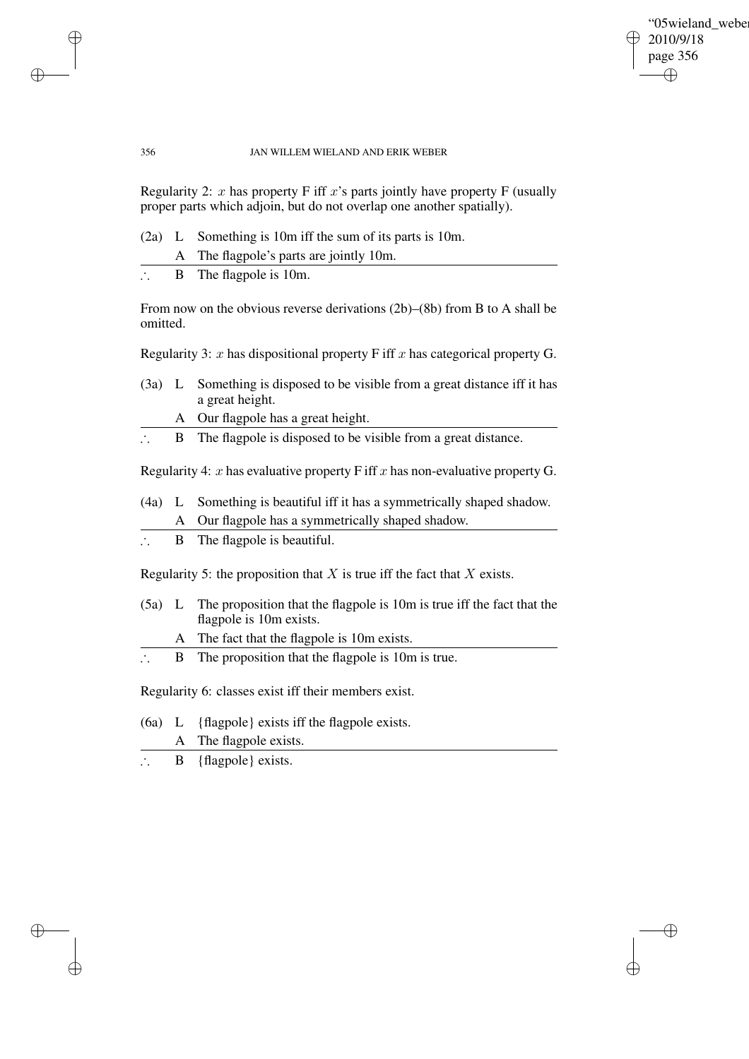Regularity 2: $x$ has property F iff $x$'s parts jointly have property F (usually proper parts which adjoin, but do not overlap one another spatially).

| | | |
|---|---|---|
| (2a) | L | Something is 10m iff the sum of its parts is 10m. |
| | A | The flagpole's parts are jointly 10m. |
| ∴ | B | The flagpole is 10m. |

From now on the obvious reverse derivations (2b)–(8b) from B to A shall be omitted.

Regularity 3: $x$ has dispositional property F iff $x$ has categorical property G.

| | | |
|---|---|---|
| (3a) | L | Something is disposed to be visible from a great distance iff it has a great height. |
| | A | Our flagpole has a great height. |
| ∴ | B | The flagpole is disposed to be visible from a great distance. |

Regularity 4: $x$ has evaluative property F iff $x$ has non-evaluative property G.

| | | |
|---|---|---|
| (4a) | L | Something is beautiful iff it has a symmetrically shaped shadow. |
| | A | Our flagpole has a symmetrically shaped shadow. |
| ∴ | B | The flagpole is beautiful. |

Regularity 5: the proposition that $X$ is true iff the fact that $X$ exists.

| | | |
|---|---|---|
| (5a) | L | The proposition that the flagpole is 10m is true iff the fact that the flagpole is 10m exists. |
| | A | The fact that the flagpole is 10m exists. |
| ∴ | B | The proposition that the flagpole is 10m is true. |

Regularity 6: classes exist iff their members exist.

| | | |
|---|---|---|
| (6a) | L | {flagpole} exists iff the flagpole exists. |
| | A | The flagpole exists. |
| ∴ | B | {flagpole} exists. |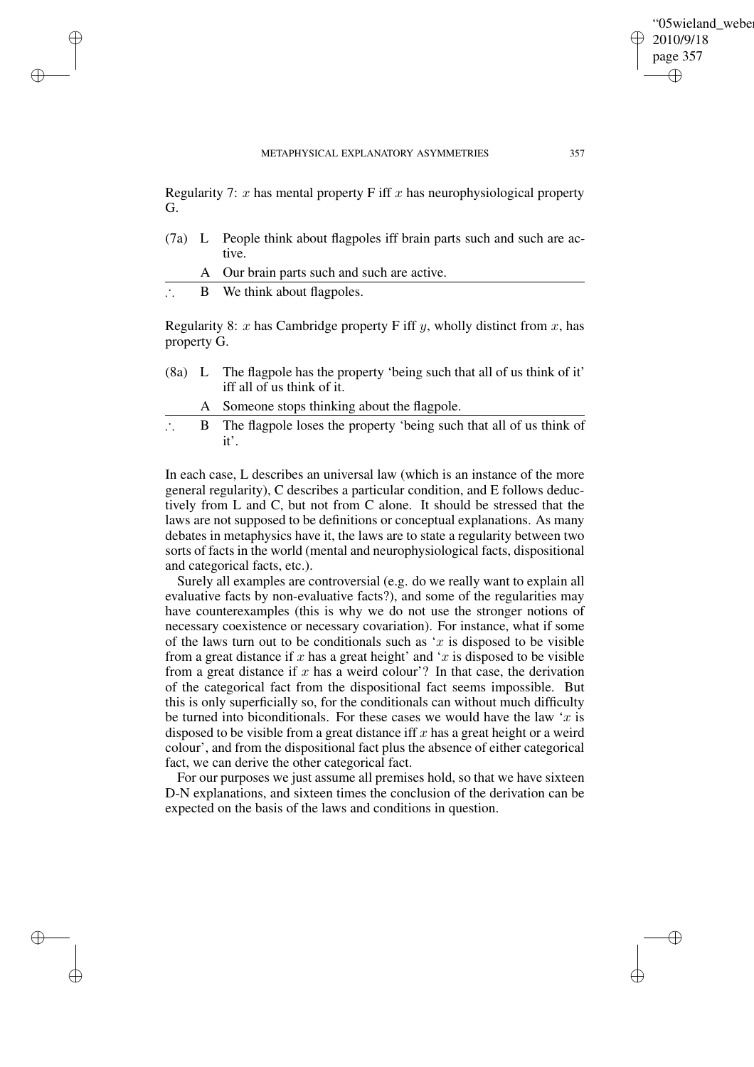Regularity 7: $x$ has mental property F iff $x$ has neurophysiological property G.

(7a) L People think about flagpoles iff brain parts such and such are active.

A Our brain parts such and such are active.

---

∴ B We think about flagpoles.

Regularity 8: $x$ has Cambridge property F iff $y$, wholly distinct from $x$, has property G.

(8a) L The flagpole has the property 'being such that all of us think of it' iff all of us think of it.

A Someone stops thinking about the flagpole.

---

∴ B The flagpole loses the property 'being such that all of us think of it'.

In each case, L describes an universal law (which is an instance of the more general regularity), C describes a particular condition, and E follows deductively from L and C, but not from C alone. It should be stressed that the laws are not supposed to be definitions or conceptual explanations. As many debates in metaphysics have it, the laws are to state a regularity between two sorts of facts in the world (mental and neurophysiological facts, dispositional and categorical facts, etc.).

Surely all examples are controversial (e.g. do we really want to explain all evaluative facts by non-evaluative facts?), and some of the regularities may have counterexamples (this is why we do not use the stronger notions of necessary coexistence or necessary covariation). For instance, what if some of the laws turn out to be conditionals such as '$x$ is disposed to be visible from a great distance if $x$ has a great height' and '$x$ is disposed to be visible from a great distance if $x$ has a weird colour'? In that case, the derivation of the categorical fact from the dispositional fact seems impossible. But this is only superficially so, for the conditionals can without much difficulty be turned into biconditionals. For these cases we would have the law '$x$ is disposed to be visible from a great distance iff $x$ has a great height or a weird colour', and from the dispositional fact plus the absence of either categorical fact, we can derive the other categorical fact.

For our purposes we just assume all premises hold, so that we have sixteen D-N explanations, and sixteen times the conclusion of the derivation can be expected on the basis of the laws and conditions in question.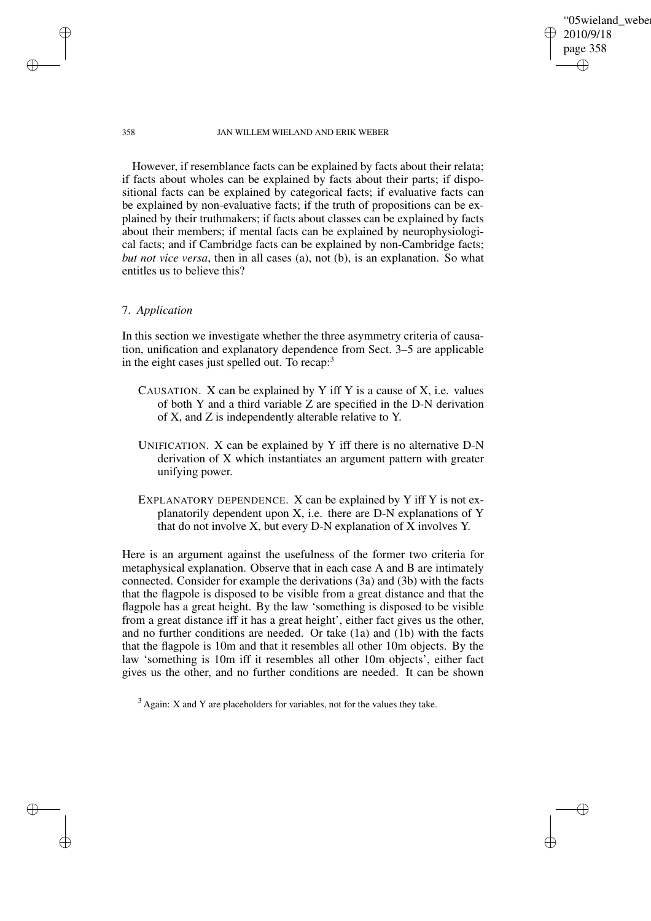However, if resemblance facts can be explained by facts about their relata; if facts about wholes can be explained by facts about their parts; if dispositional facts can be explained by categorical facts; if evaluative facts can be explained by non-evaluative facts; if the truth of propositions can be explained by their truthmakers; if facts about classes can be explained by facts about their members; if mental facts can be explained by neurophysiological facts; and if Cambridge facts can be explained by non-Cambridge facts; *but not vice versa*, then in all cases (a), not (b), is an explanation. So what entitles us to believe this?

## 7. *Application*

In this section we investigate whether the three asymmetry criteria of causation, unification and explanatory dependence from Sect. 3–5 are applicable in the eight cases just spelled out. To recap:[3]

CAUSATION. X can be explained by Y iff Y is a cause of X, i.e. values of both Y and a third variable Z are specified in the D-N derivation of X, and Z is independently alterable relative to Y.

UNIFICATION. X can be explained by Y iff there is no alternative D-N derivation of X which instantiates an argument pattern with greater unifying power.

EXPLANATORY DEPENDENCE. X can be explained by Y iff Y is not explanatorily dependent upon X, i.e. there are D-N explanations of Y that do not involve X, but every D-N explanation of X involves Y.

Here is an argument against the usefulness of the former two criteria for metaphysical explanation. Observe that in each case A and B are intimately connected. Consider for example the derivations (3a) and (3b) with the facts that the flagpole is disposed to be visible from a great distance and that the flagpole has a great height. By the law 'something is disposed to be visible from a great distance iff it has a great height', either fact gives us the other, and no further conditions are needed. Or take (1a) and (1b) with the facts that the flagpole is 10m and that it resembles all other 10m objects. By the law 'something is 10m iff it resembles all other 10m objects', either fact gives us the other, and no further conditions are needed. It can be shown

[3] Again: X and Y are placeholders for variables, not for the values they take.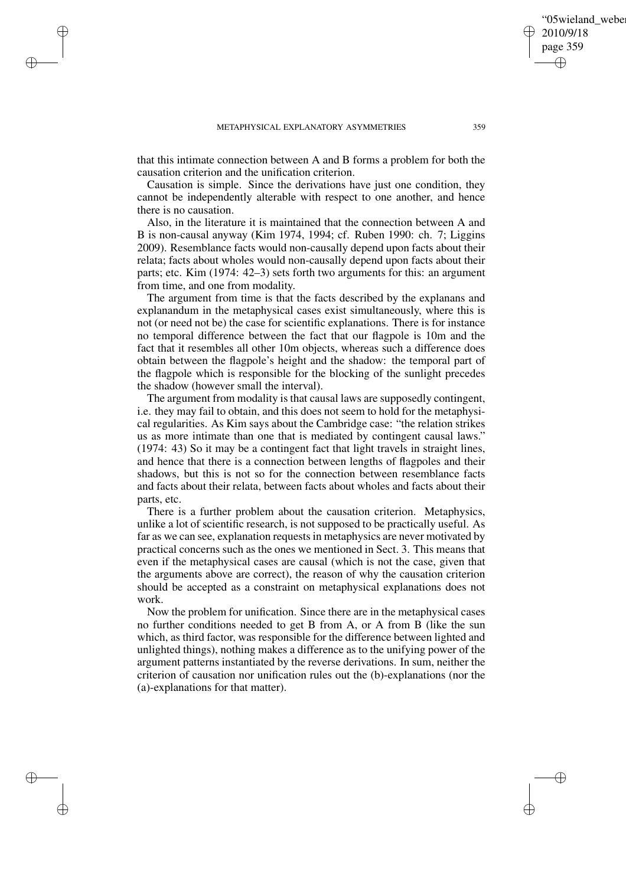that this intimate connection between A and B forms a problem for both the causation criterion and the unification criterion.

Causation is simple. Since the derivations have just one condition, they cannot be independently alterable with respect to one another, and hence there is no causation.

Also, in the literature it is maintained that the connection between A and B is non-causal anyway (Kim 1974, 1994; cf. Ruben 1990: ch. 7; Liggins 2009). Resemblance facts would non-causally depend upon facts about their relata; facts about wholes would non-causally depend upon facts about their parts; etc. Kim (1974: 42–3) sets forth two arguments for this: an argument from time, and one from modality.

The argument from time is that the facts described by the explanans and explanandum in the metaphysical cases exist simultaneously, where this is not (or need not be) the case for scientific explanations. There is for instance no temporal difference between the fact that our flagpole is 10m and the fact that it resembles all other 10m objects, whereas such a difference does obtain between the flagpole's height and the shadow: the temporal part of the flagpole which is responsible for the blocking of the sunlight precedes the shadow (however small the interval).

The argument from modality is that causal laws are supposedly contingent, i.e. they may fail to obtain, and this does not seem to hold for the metaphysical regularities. As Kim says about the Cambridge case: "the relation strikes us as more intimate than one that is mediated by contingent causal laws." (1974: 43) So it may be a contingent fact that light travels in straight lines, and hence that there is a connection between lengths of flagpoles and their shadows, but this is not so for the connection between resemblance facts and facts about their relata, between facts about wholes and facts about their parts, etc.

There is a further problem about the causation criterion. Metaphysics, unlike a lot of scientific research, is not supposed to be practically useful. As far as we can see, explanation requests in metaphysics are never motivated by practical concerns such as the ones we mentioned in Sect. 3. This means that even if the metaphysical cases are causal (which is not the case, given that the arguments above are correct), the reason of why the causation criterion should be accepted as a constraint on metaphysical explanations does not work.

Now the problem for unification. Since there are in the metaphysical cases no further conditions needed to get B from A, or A from B (like the sun which, as third factor, was responsible for the difference between lighted and unlighted things), nothing makes a difference as to the unifying power of the argument patterns instantiated by the reverse derivations. In sum, neither the criterion of causation nor unification rules out the (b)-explanations (nor the (a)-explanations for that matter).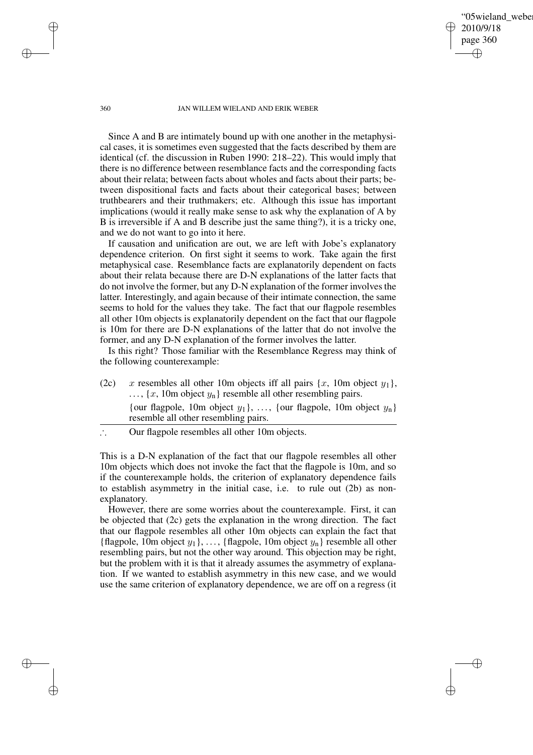Since A and B are intimately bound up with one another in the metaphysical cases, it is sometimes even suggested that the facts described by them are identical (cf. the discussion in Ruben 1990: 218–22). This would imply that there is no difference between resemblance facts and the corresponding facts about their relata; between facts about wholes and facts about their parts; between dispositional facts and facts about their categorical bases; between truthbearers and their truthmakers; etc. Although this issue has important implications (would it really make sense to ask why the explanation of A by B is irreversible if A and B describe just the same thing?), it is a tricky one, and we do not want to go into it here.

If causation and unification are out, we are left with Jobe's explanatory dependence criterion. On first sight it seems to work. Take again the first metaphysical case. Resemblance facts are explanatorily dependent on facts about their relata because there are D-N explanations of the latter facts that do not involve the former, but any D-N explanation of the former involves the latter. Interestingly, and again because of their intimate connection, the same seems to hold for the values they take. The fact that our flagpole resembles all other 10m objects is explanatorily dependent on the fact that our flagpole is 10m for there are D-N explanations of the latter that do not involve the former, and any D-N explanation of the former involves the latter.

Is this right? Those familiar with the Resemblance Regress may think of the following counterexample:

(2c) $x$ resembles all other 10m objects iff all pairs $\{x$, 10m object $y_1\}$, …, $\{x$, 10m object $y_n\}$ resemble all other resembling pairs.

{our flagpole, 10m object $y_1$}, …, {our flagpole, 10m object $y_n$} resemble all other resembling pairs.

---

$\therefore$ Our flagpole resembles all other 10m objects.

This is a D-N explanation of the fact that our flagpole resembles all other 10m objects which does not invoke the fact that the flagpole is 10m, and so if the counterexample holds, the criterion of explanatory dependence fails to establish asymmetry in the initial case, i.e. to rule out (2b) as non-explanatory.

However, there are some worries about the counterexample. First, it can be objected that (2c) gets the explanation in the wrong direction. The fact that our flagpole resembles all other 10m objects can explain the fact that {flagpole, 10m object $y_1$}, …, {flagpole, 10m object $y_n$} resemble all other resembling pairs, but not the other way around. This objection may be right, but the problem with it is that it already assumes the asymmetry of explanation. If we wanted to establish asymmetry in this new case, and we would use the same criterion of explanatory dependence, we are off on a regress (it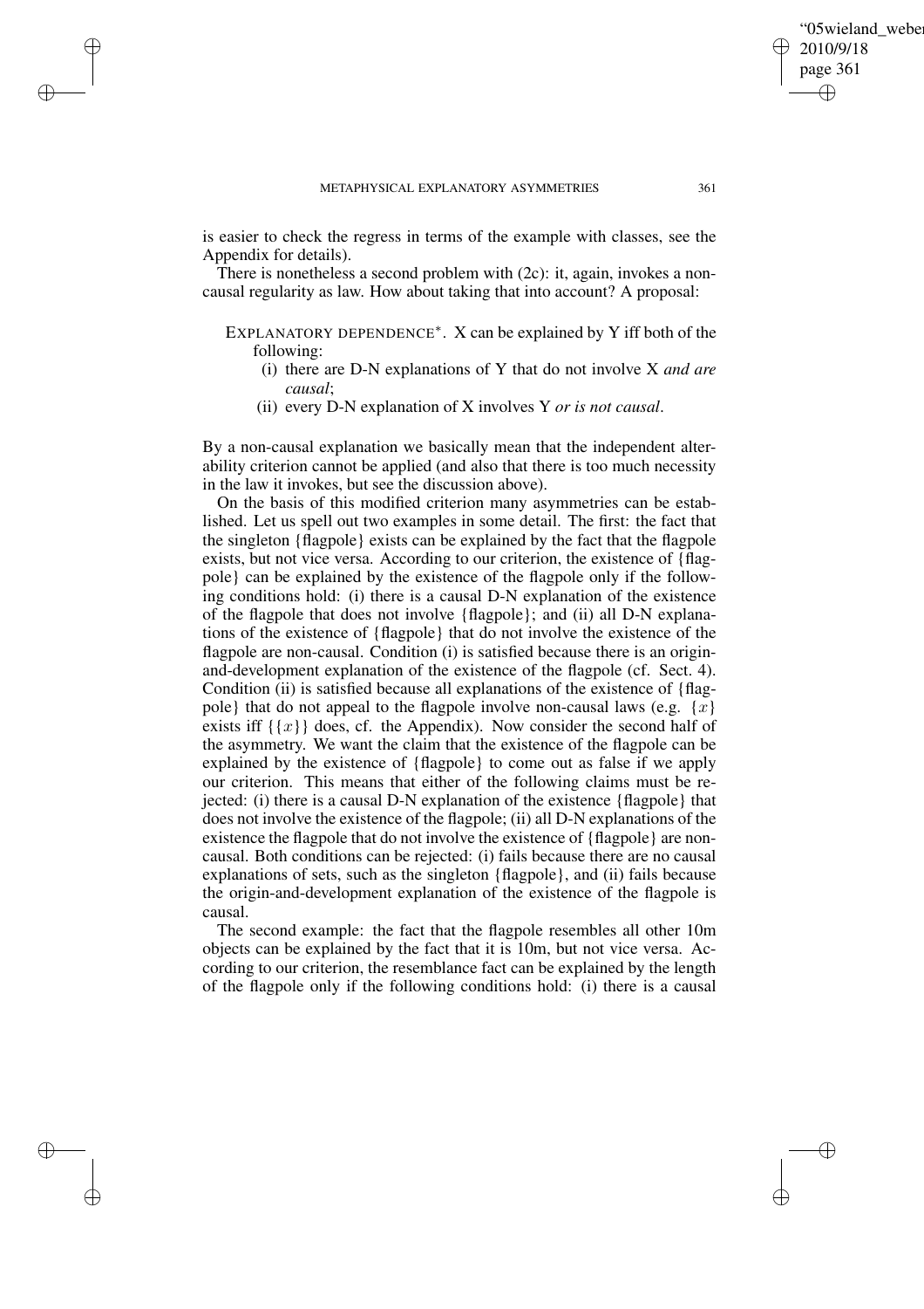is easier to check the regress in terms of the example with classes, see the Appendix for details).

There is nonetheless a second problem with (2c): it, again, invokes a non-causal regularity as law. How about taking that into account? A proposal:

EXPLANATORY DEPENDENCE*. X can be explained by Y iff both of the following:

(i) there are D-N explanations of Y that do not involve X *and are causal*;

(ii) every D-N explanation of X involves Y *or is not causal*.

By a non-causal explanation we basically mean that the independent alterability criterion cannot be applied (and also that there is too much necessity in the law it invokes, but see the discussion above).

On the basis of this modified criterion many asymmetries can be established. Let us spell out two examples in some detail. The first: the fact that the singleton {flagpole} exists can be explained by the fact that the flagpole exists, but not vice versa. According to our criterion, the existence of {flagpole} can be explained by the existence of the flagpole only if the following conditions hold: (i) there is a causal D-N explanation of the existence of the flagpole that does not involve {flagpole}; and (ii) all D-N explanations of the existence of {flagpole} that do not involve the existence of the flagpole are non-causal. Condition (i) is satisfied because there is an origin-and-development explanation of the existence of the flagpole (cf. Sect. 4). Condition (ii) is satisfied because all explanations of the existence of {flagpole} that do not appeal to the flagpole involve non-causal laws (e.g. $\{x\}$ exists iff $\{\{x\}\}$ does, cf. the Appendix). Now consider the second half of the asymmetry. We want the claim that the existence of the flagpole can be explained by the existence of {flagpole} to come out as false if we apply our criterion. This means that either of the following claims must be rejected: (i) there is a causal D-N explanation of the existence {flagpole} that does not involve the existence of the flagpole; (ii) all D-N explanations of the existence the flagpole that do not involve the existence of {flagpole} are non-causal. Both conditions can be rejected: (i) fails because there are no causal explanations of sets, such as the singleton {flagpole}, and (ii) fails because the origin-and-development explanation of the existence of the flagpole is causal.

The second example: the fact that the flagpole resembles all other 10m objects can be explained by the fact that it is 10m, but not vice versa. According to our criterion, the resemblance fact can be explained by the length of the flagpole only if the following conditions hold: (i) there is a causal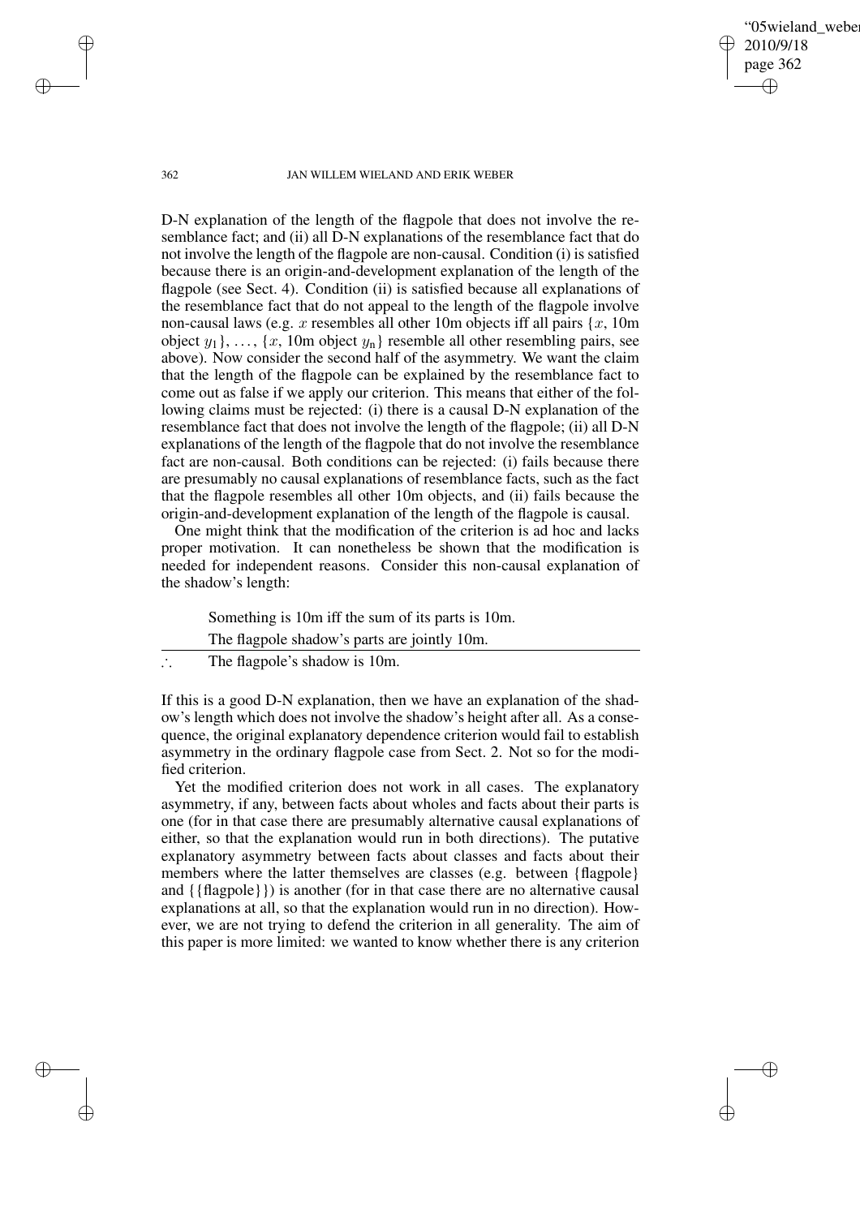D-N explanation of the length of the flagpole that does not involve the resemblance fact; and (ii) all D-N explanations of the resemblance fact that do not involve the length of the flagpole are non-causal. Condition (i) is satisfied because there is an origin-and-development explanation of the length of the flagpole (see Sect. 4). Condition (ii) is satisfied because all explanations of the resemblance fact that do not appeal to the length of the flagpole involve non-causal laws (e.g. $x$ resembles all other 10m objects iff all pairs $\{x$, 10m object $y_1\}$, ..., $\{x$, 10m object $y_n\}$ resemble all other resembling pairs, see above). Now consider the second half of the asymmetry. We want the claim that the length of the flagpole can be explained by the resemblance fact to come out as false if we apply our criterion. This means that either of the following claims must be rejected: (i) there is a causal D-N explanation of the resemblance fact that does not involve the length of the flagpole; (ii) all D-N explanations of the length of the flagpole that do not involve the resemblance fact are non-causal. Both conditions can be rejected: (i) fails because there are presumably no causal explanations of resemblance facts, such as the fact that the flagpole resembles all other 10m objects, and (ii) fails because the origin-and-development explanation of the length of the flagpole is causal.

One might think that the modification of the criterion is ad hoc and lacks proper motivation. It can nonetheless be shown that the modification is needed for independent reasons. Consider this non-causal explanation of the shadow's length:

Something is 10m iff the sum of its parts is 10m.
The flagpole shadow's parts are jointly 10m.

---

∴ The flagpole's shadow is 10m.

If this is a good D-N explanation, then we have an explanation of the shadow's length which does not involve the shadow's height after all. As a consequence, the original explanatory dependence criterion would fail to establish asymmetry in the ordinary flagpole case from Sect. 2. Not so for the modified criterion.

Yet the modified criterion does not work in all cases. The explanatory asymmetry, if any, between facts about wholes and facts about their parts is one (for in that case there are presumably alternative causal explanations of either, so that the explanation would run in both directions). The putative explanatory asymmetry between facts about classes and facts about their members where the latter themselves are classes (e.g. between {flagpole} and {{flagpole}}) is another (for in that case there are no alternative causal explanations at all, so that the explanation would run in no direction). However, we are not trying to defend the criterion in all generality. The aim of this paper is more limited: we wanted to know whether there is any criterion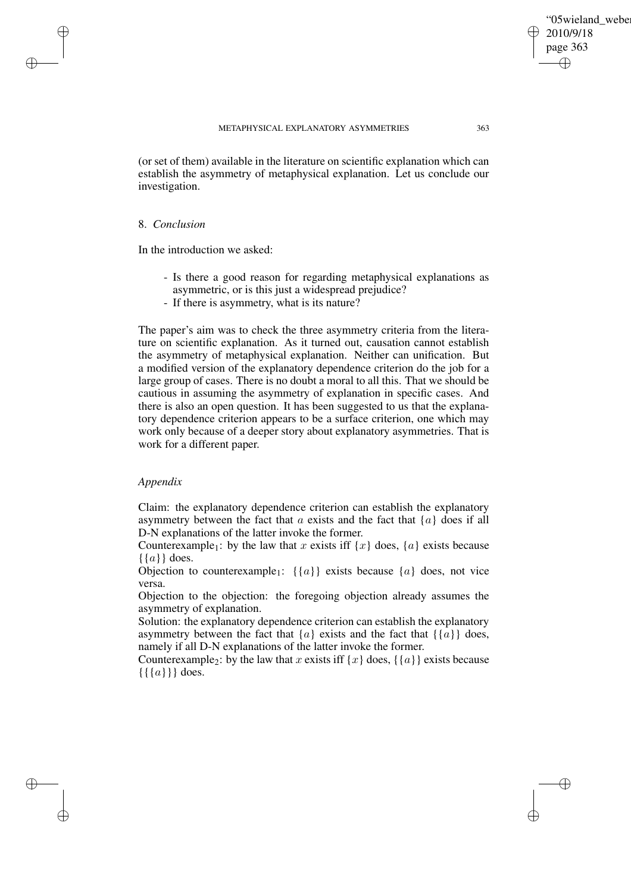(or set of them) available in the literature on scientific explanation which can establish the asymmetry of metaphysical explanation. Let us conclude our investigation.

## 8. *Conclusion*

In the introduction we asked:

- Is there a good reason for regarding metaphysical explanations as asymmetric, or is this just a widespread prejudice?
- If there is asymmetry, what is its nature?

The paper's aim was to check the three asymmetry criteria from the literature on scientific explanation. As it turned out, causation cannot establish the asymmetry of metaphysical explanation. Neither can unification. But a modified version of the explanatory dependence criterion do the job for a large group of cases. There is no doubt a moral to all this. That we should be cautious in assuming the asymmetry of explanation in specific cases. And there is also an open question. It has been suggested to us that the explanatory dependence criterion appears to be a surface criterion, one which may work only because of a deeper story about explanatory asymmetries. That is work for a different paper.

## *Appendix*

Claim: the explanatory dependence criterion can establish the explanatory asymmetry between the fact that $a$ exists and the fact that $\{a\}$ does if all D-N explanations of the latter invoke the former.
Counterexample$_1$: by the law that $x$ exists iff $\{x\}$ does, $\{a\}$ exists because $\{\{a\}\}$ does.
Objection to counterexample$_1$: $\{\{a\}\}$ exists because $\{a\}$ does, not vice versa.
Objection to the objection: the foregoing objection already assumes the asymmetry of explanation.
Solution: the explanatory dependence criterion can establish the explanatory asymmetry between the fact that $\{a\}$ exists and the fact that $\{\{a\}\}$ does, namely if all D-N explanations of the latter invoke the former.
Counterexample$_2$: by the law that $x$ exists iff $\{x\}$ does, $\{\{a\}\}$ exists because $\{\{\{a\}\}\}$ does.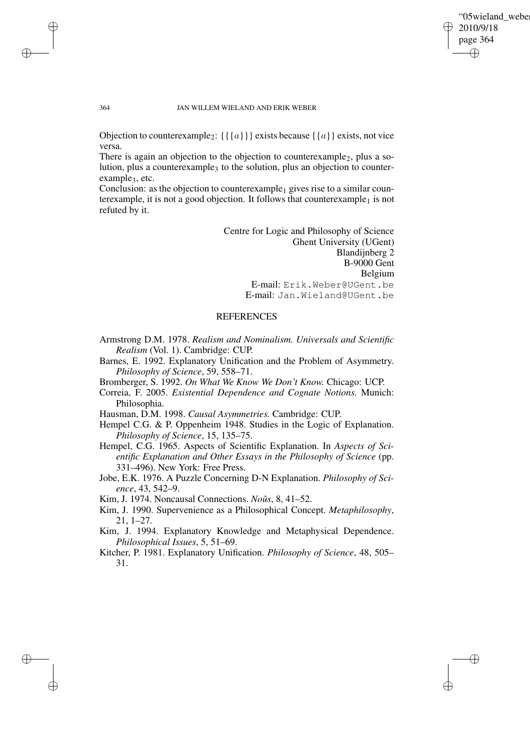Objection to counterexample$_2$: $\{\{\{a\}\}\}$ exists because $\{\{a\}\}$ exists, not vice versa.

There is again an objection to the objection to counterexample$_2$, plus a solution, plus a counterexample$_3$ to the solution, plus an objection to counterexample$_3$, etc.

Conclusion: as the objection to counterexample$_1$ gives rise to a similar counterexample, it is not a good objection. It follows that counterexample$_1$ is not refuted by it.

Centre for Logic and Philosophy of Science
Ghent University (UGent)
Blandijnberg 2
B-9000 Gent
Belgium
E-mail: Erik.Weber@UGent.be
E-mail: Jan.Wieland@UGent.be

## REFERENCES

Armstrong D.M. 1978. *Realism and Nominalism. Universals and Scientific Realism* (Vol. 1). Cambridge: CUP.

Barnes, E. 1992. Explanatory Unification and the Problem of Asymmetry. *Philosophy of Science*, 59, 558–71.

Bromberger, S. 1992. *On What We Know We Don't Know.* Chicago: UCP.

Correia, F. 2005. *Existential Dependence and Cognate Notions.* Munich: Philosophia.

Hausman, D.M. 1998. *Causal Asymmetries.* Cambridge: CUP.

Hempel C.G. & P. Oppenheim 1948. Studies in the Logic of Explanation. *Philosophy of Science*, 15, 135–75.

Hempel, C.G. 1965. Aspects of Scientific Explanation. In *Aspects of Scientific Explanation and Other Essays in the Philosophy of Science* (pp. 331–496). New York: Free Press.

Jobe, E.K. 1976. A Puzzle Concerning D-N Explanation. *Philosophy of Science*, 43, 542–9.

Kim, J. 1974. Noncausal Connections. *Noûs*, 8, 41–52.

Kim, J. 1990. Supervenience as a Philosophical Concept. *Metaphilosophy*, 21, 1–27.

Kim, J. 1994. Explanatory Knowledge and Metaphysical Dependence. *Philosophical Issues*, 5, 51–69.

Kitcher, P. 1981. Explanatory Unification. *Philosophy of Science*, 48, 505–31.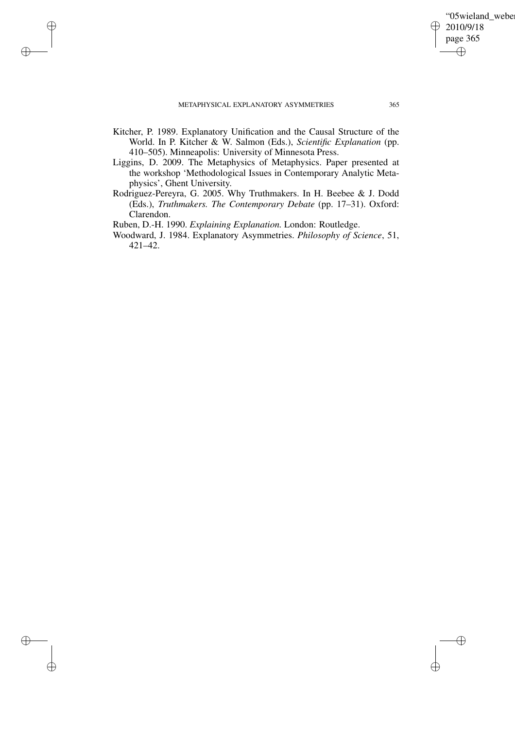Kitcher, P. 1989. Explanatory Unification and the Causal Structure of the World. In P. Kitcher & W. Salmon (Eds.), *Scientific Explanation* (pp. 410–505). Minneapolis: University of Minnesota Press.

Liggins, D. 2009. The Metaphysics of Metaphysics. Paper presented at the workshop 'Methodological Issues in Contemporary Analytic Metaphysics', Ghent University.

Rodriguez-Pereyra, G. 2005. Why Truthmakers. In H. Beebee & J. Dodd (Eds.), *Truthmakers. The Contemporary Debate* (pp. 17–31). Oxford: Clarendon.

Ruben, D.-H. 1990. *Explaining Explanation.* London: Routledge.

Woodward, J. 1984. Explanatory Asymmetries. *Philosophy of Science*, 51, 421–42.